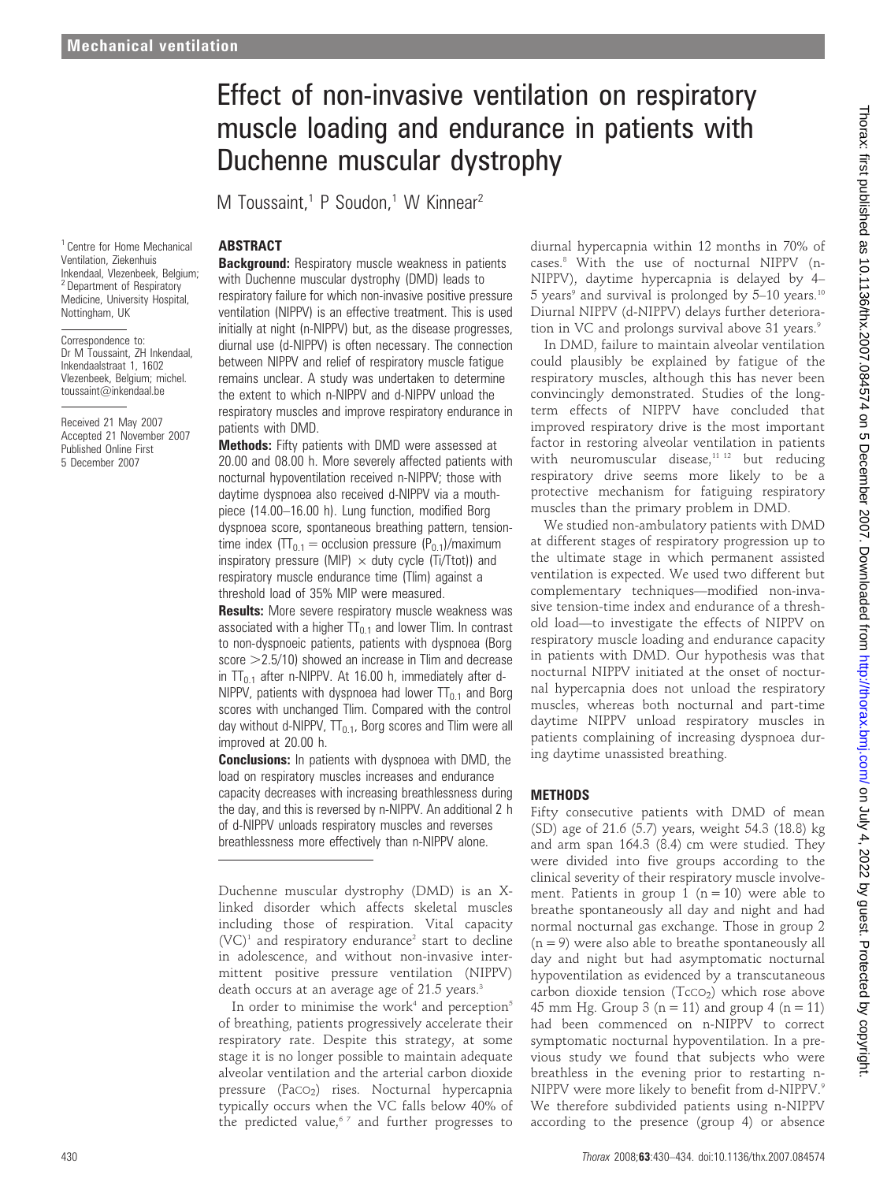# Effect of non-invasive ventilation on respiratory muscle loading and endurance in patients with Duchenne muscular dystrophy

M Toussaint,[1] P Soudon,[1] W Kinnear[2]

[1] Centre for Home Mechanical Ventilation, Ziekenhuis Inkendaal, Vlezenbeek, Belgium; [2] Department of Respiratory Medicine, University Hospital, Nottingham, UK

Correspondence to: Dr M Toussaint, ZH Inkendaal, Inkendaalstraat 1, 1602 Vlezenbeek, Belgium; michel.toussaint@inkendaal.be

Received 21 May 2007
Accepted 21 November 2007
Published Online First 5 December 2007

## ABSTRACT

**Background:** Respiratory muscle weakness in patients with Duchenne muscular dystrophy (DMD) leads to respiratory failure for which non-invasive positive pressure ventilation (NIPPV) is an effective treatment. This is used initially at night (n-NIPPV) but, as the disease progresses, diurnal use (d-NIPPV) is often necessary. The connection between NIPPV and relief of respiratory muscle fatigue remains unclear. A study was undertaken to determine the extent to which n-NIPPV and d-NIPPV unload the respiratory muscles and improve respiratory endurance in patients with DMD.

**Methods:** Fifty patients with DMD were assessed at 20.00 and 08.00 h. More severely affected patients with nocturnal hypoventilation received n-NIPPV; those with daytime dyspnoea also received d-NIPPV via a mouthpiece (14.00–16.00 h). Lung function, modified Borg dyspnoea score, spontaneous breathing pattern, tension-time index ($TT_{0.1}$ = occlusion pressure ($P_{0.1}$)/maximum inspiratory pressure (MIP) × duty cycle (Ti/Ttot)) and respiratory muscle endurance time (Tlim) against a threshold load of 35% MIP were measured.

**Results:** More severe respiratory muscle weakness was associated with a higher $TT_{0.1}$ and lower Tlim. In contrast to non-dyspnoeic patients, patients with dyspnoea (Borg score >2.5/10) showed an increase in Tlim and decrease in $TT_{0.1}$ after n-NIPPV. At 16.00 h, immediately after d-NIPPV, patients with dyspnoea had lower $TT_{0.1}$ and Borg scores with unchanged Tlim. Compared with the control day without d-NIPPV, $TT_{0.1}$, Borg scores and Tlim were all improved at 20.00 h.

**Conclusions:** In patients with dyspnoea with DMD, the load on respiratory muscles increases and endurance capacity decreases with increasing breathlessness during the day, and this is reversed by n-NIPPV. An additional 2 h of d-NIPPV unloads respiratory muscles and reverses breathlessness more effectively than n-NIPPV alone.

Duchenne muscular dystrophy (DMD) is an X-linked disorder which affects skeletal muscles including those of respiration. Vital capacity (VC)[1] and respiratory endurance[2] start to decline in adolescence, and without non-invasive intermittent positive pressure ventilation (NIPPV) death occurs at an average age of 21.5 years.[3]

In order to minimise the work[4] and perception[5] of breathing, patients progressively accelerate their respiratory rate. Despite this strategy, at some stage it is no longer possible to maintain adequate alveolar ventilation and the arterial carbon dioxide pressure ($PaCO_2$) rises. Nocturnal hypercapnia typically occurs when the VC falls below 40% of the predicted value,[6 7] and further progresses to diurnal hypercapnia within 12 months in 70% of cases.[8] With the use of nocturnal NIPPV (n-NIPPV), daytime hypercapnia is delayed by 4–5 years[9] and survival is prolonged by 5–10 years.[10] Diurnal NIPPV (d-NIPPV) delays further deterioration in VC and prolongs survival above 31 years.[9]

In DMD, failure to maintain alveolar ventilation could plausibly be explained by fatigue of the respiratory muscles, although this has never been convincingly demonstrated. Studies of the long-term effects of NIPPV have concluded that improved respiratory drive is the most important factor in restoring alveolar ventilation in patients with neuromuscular disease,[11 12] but reducing respiratory drive seems more likely to be a protective mechanism for fatiguing respiratory muscles than the primary problem in DMD.

We studied non-ambulatory patients with DMD at different stages of respiratory progression up to the ultimate stage in which permanent assisted ventilation is expected. We used two different but complementary techniques—modified non-invasive tension-time index and endurance of a threshold load—to investigate the effects of NIPPV on respiratory muscle loading and endurance capacity in patients with DMD. Our hypothesis was that nocturnal NIPPV initiated at the onset of nocturnal hypercapnia does not unload the respiratory muscles, whereas both nocturnal and part-time daytime NIPPV unload respiratory muscles in patients complaining of increasing dyspnoea during daytime unassisted breathing.

## METHODS

Fifty consecutive patients with DMD of mean (SD) age of 21.6 (5.7) years, weight 54.3 (18.8) kg and arm span 164.3 (8.4) cm were studied. They were divided into five groups according to the clinical severity of their respiratory muscle involvement. Patients in group 1 (n = 10) were able to breathe spontaneously all day and night and had normal nocturnal gas exchange. Those in group 2 (n = 9) were also able to breathe spontaneously all day and night but had asymptomatic nocturnal hypoventilation as evidenced by a transcutaneous carbon dioxide tension ($TcCO_2$) which rose above 45 mm Hg. Group 3 (n = 11) and group 4 (n = 11) had been commenced on n-NIPPV to correct symptomatic nocturnal hypoventilation. In a previous study we found that subjects who were breathless in the evening prior to restarting n-NIPPV were more likely to benefit from d-NIPPV.[9] We therefore subdivided patients using n-NIPPV according to the presence (group 4) or absence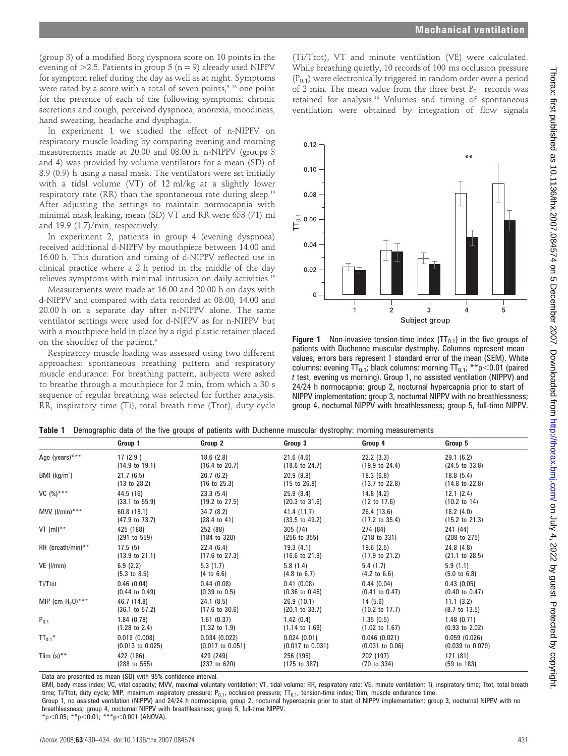(group 3) of a modified Borg dyspnoea score on 10 points in the evening of >2.5. Patients in group 5 (n = 9) already used NIPPV for symptom relief during the day as well as at night. Symptoms were rated by a score with a total of seven points,[9 13] one point for the presence of each of the following symptoms: chronic secretions and cough, perceived dyspnoea, anorexia, moodiness, hand sweating, headache and dysphagia.

In experiment 1 we studied the effect of n-NIPPV on respiratory muscle loading by comparing evening and morning measurements made at 20.00 and 08.00 h. n-NIPPV (groups 3 and 4) was provided by volume ventilators for a mean (SD) of 8.9 (0.9) h using a nasal mask. The ventilators were set initially with a tidal volume (VT) of 12 ml/kg at a slightly lower respiratory rate (RR) than the spontaneous rate during sleep.[14] After adjusting the settings to maintain normocapnia with minimal mask leaking, mean (SD) VT and RR were 653 (71) ml and 19.9 (1.7)/min, respectively.

In experiment 2, patients in group 4 (evening dyspnoea) received additional d-NIPPV by mouthpiece between 14.00 and 16.00 h. This duration and timing of d-NIPPV reflected use in clinical practice where a 2 h period in the middle of the day relieves symptoms with minimal intrusion on daily activities.[15]

Measurements were made at 16.00 and 20.00 h on days with d-NIPPV and compared with data recorded at 08.00, 14.00 and 20.00 h on a separate day after n-NIPPV alone. The same ventilator settings were used for d-NIPPV as for n-NIPPV but with a mouthpiece held in place by a rigid plastic retainer placed on the shoulder of the patient.[9]

Respiratory muscle loading was assessed using two different approaches: spontaneous breathing pattern and respiratory muscle endurance. For breathing pattern, subjects were asked to breathe through a mouthpiece for 2 min, from which a 30 s sequence of regular breathing was selected for further analysis. RR, inspiratory time (Ti), total breath time (Ttot), duty cycle (Ti/Ttot), VT and minute ventilation (VE) were calculated. While breathing quietly, 10 records of 100 ms occlusion pressure ($P_{0.1}$) were electronically triggered in random order over a period of 2 min. The mean value from the three best $P_{0.1}$ records was retained for analysis.[16] Volumes and timing of spontaneous ventilation were obtained by integration of flow signals

**Figure 1** Non-invasive tension-time index ($TT_{0.1}$) in the five groups of patients with Duchenne muscular dystrophy. Columns represent mean values; errors bars represent 1 standard error of the mean (SEM). White columns: evening $TT_{0.1}$; black columns: morning $TT_{0.1}$; ** $p<0.01$ (paired t test, evening vs morning). Group 1, no assisted ventilation (NIPPV) and 24/24 h normocapnia; group 2, nocturnal hypercapnia prior to start of NIPPV implementation; group 3, nocturnal NIPPV with no breathlessness; group 4, nocturnal NIPPV with breathlessness; group 5, full-time NIPPV.

**Table 1** Demographic data of the five groups of patients with Duchenne muscular dystrophy: morning measurements

| | Group 1 | Group 2 | Group 3 | Group 4 | Group 5 |
|---|---|---|---|---|---|
| Age (years)*** | 17 (2.9) (14.9 to 19.1) | 18.6 (2.8) (16.4 to 20.7) | 21.6 (4.6) (18.6 to 24.7) | 22.2 (3.3) (19.9 to 24.4) | 29.1 (6.2) (24.5 to 33.8) |
| BMI ($kg/m^2$) | 21.7 (6.5) (13 to 28.2) | 20.7 (6.2) (16 to 25.3) | 20.9 (8.8) (15 to 26.8) | 18.3 (6.8) (13.7 to 22.8) | 18.8 (5.4) (14.8 to 22.8) |
| VC (%)*** | 44.5 (16) (33.1 to 55.9) | 23.3 (5.4) (19.2 to 27.5) | 25.9 (8.4) (20.3 to 31.6) | 14.8 (4.2) (12 to 17.6) | 12.1 (2.4) (10.2 to 14) |
| MVV (l/min)*** | 60.8 (18.1) (47.9 to 73.7) | 34.7 (8.2) (28.4 to 41) | 41.4 (11.7) (33.5 to 49.2) | 26.4 (13.6) (17.2 to 35.4) | 18.2 (4.0) (15.2 to 21.3) |
| VT (ml)** | 425 (188) (291 to 559) | 252 (88) (184 to 320) | 305 (74) (256 to 355) | 274 (84) (218 to 331) | 241 (44) (208 to 275) |
| RR (breath/min)** | 17.5 (5) (13.9 to 21.1) | 22.4 (6.4) (17.6 to 27.3) | 19.3 (4.1) (16.6 to 21.9) | 19.6 (2.5) (17.9 to 21.2) | 24.8 (4.8) (21.1 to 28.5) |
| VE (l/min) | 6.9 (2.2) (5.3 to 8.5) | 5.3 (1.7) (4 to 6.6) | 5.8 (1.4) (4.8 to 6.7) | 5.4 (1.7) (4.2 to 6.6) | 5.9 (1.1) (5.0 to 6.8) |
| Ti/Ttot | 0.46 (0.04) (0.44 to 0.49) | 0.44 (0.08) (0.39 to 0.5) | 0.41 (0.08) (0.36 to 0.46) | 0.44 (0.04) (0.41 to 0.47) | 0.43 (0.05) (0.40 to 0.47) |
| MIP (cm $H_2O$)*** | 46.7 (14.8) (36.1 to 57.2) | 24.1 (8.5) (17.6 to 30.6) | 26.9 (10.1) (20.1 to 33.7) | 14 (5.6) (10.2 to 17.7) | 11.1 (3.2) (8.7 to 13.5) |
| $P_{0.1}$ | 1.84 (0.78) (1.28 to 2.4) | 1.61 (0.37) (1.32 to 1.9) | 1.42 (0.4) (1.14 to 1.69) | 1.35 (0.5) (1.02 to 1.67) | 1.48 (0.71) (0.93 to 2.02) |
| $TT_{0.1}$* | 0.019 (0.008) (0.013 to 0.025) | 0.034 (0.022) (0.017 to 0.051) | 0.024 (0.01) (0.017 to 0.031) | 0.046 (0.021) (0.031 to 0.06) | 0.059 (0.026) (0.039 to 0.079) |
| Tlim (s)** | 422 (186) (288 to 555) | 429 (249) (237 to 620) | 256 (195) (125 to 387) | 202 (197) (70 to 334) | 121 (81) (59 to 183) |

Data are presented as mean (SD) with 95% confidence interval.

BMI, body mass index; VC, vital capacity; MVV, maximal voluntary ventilation; VT, tidal volume; RR, respiratory rate; VE, minute ventilation; Ti, inspiratory time; Ttot, total breath time; Ti/Ttot, duty cycle; MIP, maximum inspiratory pressure; $P_{0.1}$, occlusion pressure; $TT_{0.1}$, tension-time index; Tlim, muscle endurance time.

Group 1, no assisted ventilation (NIPPV) and 24/24 h normocapnia; group 2, nocturnal hypercapnia prior to start of NIPPV implementation; group 3, nocturnal NIPPV with no breathlessness; group 4, nocturnal NIPPV with breathlessness; group 5, full-time NIPPV.

* $p<0.05$; ** $p<0.01$; *** $p<0.001$ (ANOVA).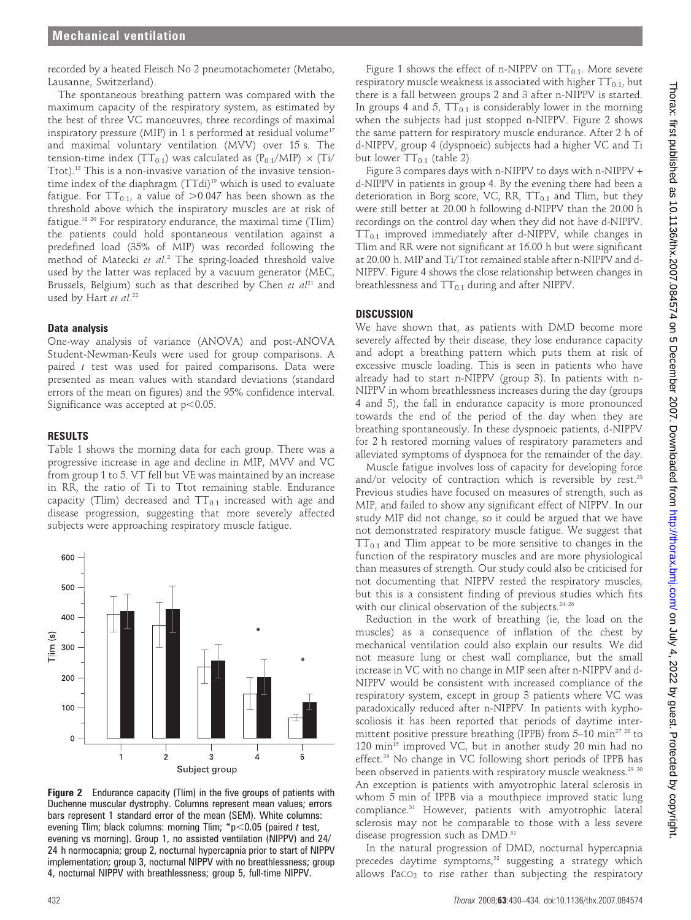recorded by a heated Fleisch No 2 pneumotachometer (Metabo, Lausanne, Switzerland).

The spontaneous breathing pattern was compared with the maximum capacity of the respiratory system, as estimated by the best of three VC manoeuvres, three recordings of maximal inspiratory pressure (MIP) in 1 s performed at residual volume[17] and maximal voluntary ventilation (MVV) over 15 s. The tension-time index ($TT_{0.1}$) was calculated as ($P_{0.1}$/MIP) × (Ti/Ttot).[18] This is a non-invasive variation of the invasive tension-time index of the diaphragm (TTdi)[19] which is used to evaluate fatigue. For $TT_{0.1}$, a value of >0.047 has been shown as the threshold above which the inspiratory muscles are at risk of fatigue.[18 20] For respiratory endurance, the maximal time (Tlim) the patients could hold spontaneous ventilation against a predefined load (35% of MIP) was recorded following the method of Matecki *et al*.[2] The spring-loaded threshold valve used by the latter was replaced by a vacuum generator (MEC, Brussels, Belgium) such as that described by Chen *et al*[21] and used by Hart *et al*.[22]

### Data analysis

One-way analysis of variance (ANOVA) and post-ANOVA Student-Newman-Keuls were used for group comparisons. A paired *t* test was used for paired comparisons. Data were presented as mean values with standard deviations (standard errors of the mean on figures) and the 95% confidence interval. Significance was accepted at $p<0.05$.

## RESULTS

Table 1 shows the morning data for each group. There was a progressive increase in age and decline in MIP, MVV and VC from group 1 to 5. VT fell but VE was maintained by an increase in RR, the ratio of Ti to Ttot remaining stable. Endurance capacity (Tlim) decreased and $TT_{0.1}$ increased with age and disease progression, suggesting that more severely affected subjects were approaching respiratory muscle fatigue.

**Figure 2** Endurance capacity (Tlim) in the five groups of patients with Duchenne muscular dystrophy. Columns represent mean values; errors bars represent 1 standard error of the mean (SEM). White columns: evening Tlim; black columns: morning Tlim; *$p<0.05$ (paired *t* test, evening vs morning). Group 1, no assisted ventilation (NIPPV) and 24/24 h normocapnia; group 2, nocturnal hypercapnia prior to start of NIPPV implementation; group 3, nocturnal NIPPV with no breathlessness; group 4, nocturnal NIPPV with breathlessness; group 5, full-time NIPPV.

Figure 1 shows the effect of n-NIPPV on $TT_{0.1}$. More severe respiratory muscle weakness is associated with higher $TT_{0.1}$, but there is a fall between groups 2 and 3 after n-NIPPV is started. In groups 4 and 5, $TT_{0.1}$ is considerably lower in the morning when the subjects had just stopped n-NIPPV. Figure 2 shows the same pattern for respiratory muscle endurance. After 2 h of d-NIPPV, group 4 (dyspnoeic) subjects had a higher VC and Ti but lower $TT_{0.1}$ (table 2).

Figure 3 compares days with n-NIPPV to days with n-NIPPV + d-NIPPV in patients in group 4. By the evening there had been a deterioration in Borg score, VC, RR, $TT_{0.1}$ and Tlim, but they were still better at 20.00 h following d-NIPPV than the 20.00 h recordings on the control day when they did not have d-NIPPV. $TT_{0.1}$ improved immediately after d-NIPPV, while changes in Tlim and RR were not significant at 16.00 h but were significant at 20.00 h. MIP and Ti/Ttot remained stable after n-NIPPV and d-NIPPV. Figure 4 shows the close relationship between changes in breathlessness and $TT_{0.1}$ during and after NIPPV.

## DISCUSSION

We have shown that, as patients with DMD become more severely affected by their disease, they lose endurance capacity and adopt a breathing pattern which puts them at risk of excessive muscle loading. This is seen in patients who have already had to start n-NIPPV (group 3). In patients with n-NIPPV in whom breathlessness increases during the day (groups 4 and 5), the fall in endurance capacity is more pronounced towards the end of the period of the day when they are breathing spontaneously. In these dyspnoeic patients, d-NIPPV for 2 h restored morning values of respiratory parameters and alleviated symptoms of dyspnoea for the remainder of the day.

Muscle fatigue involves loss of capacity for developing force and/or velocity of contraction which is reversible by rest.[23] Previous studies have focused on measures of strength, such as MIP, and failed to show any significant effect of NIPPV. In our study MIP did not change, so it could be argued that we have not demonstrated respiratory muscle fatigue. We suggest that $TT_{0.1}$ and Tlim appear to be more sensitive to changes in the function of the respiratory muscles and are more physiological than measures of strength. Our study could also be criticised for not documenting that NIPPV rested the respiratory muscles, but this is a consistent finding of previous studies which fits with our clinical observation of the subjects.[24–26]

Reduction in the work of breathing (ie, the load on the muscles) as a consequence of inflation of the chest by mechanical ventilation could also explain our results. We did not measure lung or chest wall compliance, but the small increase in VC with no change in MIP seen after n-NIPPV and d-NIPPV would be consistent with increased compliance of the respiratory system, except in group 3 patients where VC was paradoxically reduced after n-NIPPV. In patients with kyphoscoliosis it has been reported that periods of daytime intermittent positive pressure breathing (IPPB) from 5–10 min[27 28] to 120 min[15] improved VC, but in another study 20 min had no effect.[29] No change in VC following short periods of IPPB has been observed in patients with respiratory muscle weakness.[29 30] An exception is patients with amyotrophic lateral sclerosis in whom 5 min of IPPB via a mouthpiece improved static lung compliance.[31] However, patients with amyotrophic lateral sclerosis may not be comparable to those with a less severe disease progression such as DMD.[31]

In the natural progression of DMD, nocturnal hypercapnia precedes daytime symptoms,[32] suggesting a strategy which allows $PaCO_2$ to rise rather than subjecting the respiratory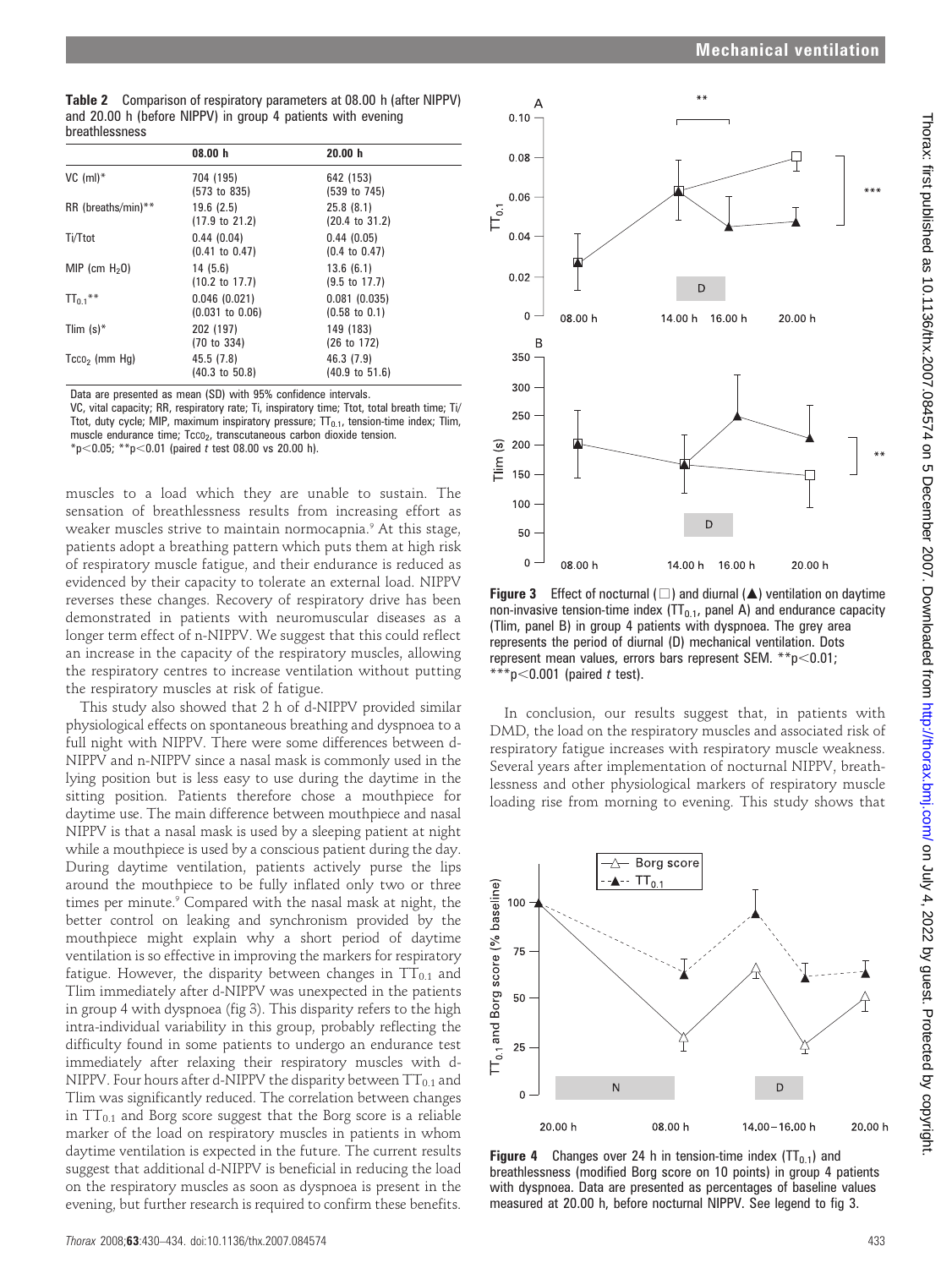**Table 2** Comparison of respiratory parameters at 08.00 h (after NIPPV) and 20.00 h (before NIPPV) in group 4 patients with evening breathlessness

| | 08.00 h | 20.00 h |
|---|---|---|
| VC (ml)* | 704 (195) (573 to 835) | 642 (153) (539 to 745) |
| RR (breaths/min)** | 19.6 (2.5) (17.9 to 21.2) | 25.8 (8.1) (20.4 to 31.2) |
| Ti/Ttot | 0.44 (0.04) (0.41 to 0.47) | 0.44 (0.05) (0.4 to 0.47) |
| MIP (cm $H_2O$) | 14 (5.6) (10.2 to 17.7) | 13.6 (6.1) (9.5 to 17.7) |
| $TT_{0.1}$** | 0.046 (0.021) (0.031 to 0.06) | 0.081 (0.035) (0.58 to 0.1) |
| Tlim (s)* | 202 (197) (70 to 334) | 149 (183) (26 to 172) |
| $Tcco_2$ (mm Hg) | 45.5 (7.8) (40.3 to 50.8) | 46.3 (7.9) (40.9 to 51.6) |

Data are presented as mean (SD) with 95% confidence intervals.
VC, vital capacity; RR, respiratory rate; Ti, inspiratory time; Ttot, total breath time; Ti/Ttot, duty cycle; MIP, maximum inspiratory pressure; $TT_{0.1}$, tension-time index; Tlim, muscle endurance time; $Tcco_2$, transcutaneous carbon dioxide tension.
*$p<0.05$; **$p<0.01$ (paired *t* test 08.00 vs 20.00 h).

muscles to a load which they are unable to sustain. The sensation of breathlessness results from increasing effort as weaker muscles strive to maintain normocapnia.[9] At this stage, patients adopt a breathing pattern which puts them at high risk of respiratory muscle fatigue, and their endurance is reduced as evidenced by their capacity to tolerate an external load. NIPPV reverses these changes. Recovery of respiratory drive has been demonstrated in patients with neuromuscular diseases as a longer term effect of n-NIPPV. We suggest that this could reflect an increase in the capacity of the respiratory muscles, allowing the respiratory centres to increase ventilation without putting the respiratory muscles at risk of fatigue.

This study also showed that 2 h of d-NIPPV provided similar physiological effects on spontaneous breathing and dyspnoea to a full night with NIPPV. There were some differences between d-NIPPV and n-NIPPV since a nasal mask is commonly used in the lying position but is less easy to use during the daytime in the sitting position. Patients therefore chose a mouthpiece for daytime use. The main difference between mouthpiece and nasal NIPPV is that a nasal mask is used by a sleeping patient at night while a mouthpiece is used by a conscious patient during the day. During daytime ventilation, patients actively purse the lips around the mouthpiece to be fully inflated only two or three times per minute.[9] Compared with the nasal mask at night, the better control on leaking and synchronism provided by the mouthpiece might explain why a short period of daytime ventilation is so effective in improving the markers for respiratory fatigue. However, the disparity between changes in $TT_{0.1}$ and Tlim immediately after d-NIPPV was unexpected in the patients in group 4 with dyspnoea (fig 3). This disparity refers to the high intra-individual variability in this group, probably reflecting the difficulty found in some patients to undergo an endurance test immediately after relaxing their respiratory muscles with d-NIPPV. Four hours after d-NIPPV the disparity between $TT_{0.1}$ and Tlim was significantly reduced. The correlation between changes in $TT_{0.1}$ and Borg score suggest that the Borg score is a reliable marker of the load on respiratory muscles in patients in whom daytime ventilation is expected in the future. The current results suggest that additional d-NIPPV is beneficial in reducing the load on the respiratory muscles as soon as dyspnoea is present in the evening, but further research is required to confirm these benefits.

**Figure 3** Effect of nocturnal (□) and diurnal (▲) ventilation on daytime non-invasive tension-time index ($TT_{0.1}$, panel A) and endurance capacity (Tlim, panel B) in group 4 patients with dyspnoea. The grey area represents the period of diurnal (D) mechanical ventilation. Dots represent mean values, errors bars represent SEM. **$p<0.01$; ***$p<0.001$ (paired *t* test).

In conclusion, our results suggest that, in patients with DMD, the load on the respiratory muscles and associated risk of respiratory fatigue increases with respiratory muscle weakness. Several years after implementation of nocturnal NIPPV, breathlessness and other physiological markers of respiratory muscle loading rise from morning to evening. This study shows that

**Figure 4** Changes over 24 h in tension-time index ($TT_{0.1}$) and breathlessness (modified Borg score on 10 points) in group 4 patients with dyspnoea. Data are presented as percentages of baseline values measured at 20.00 h, before nocturnal NIPPV. See legend to fig 3.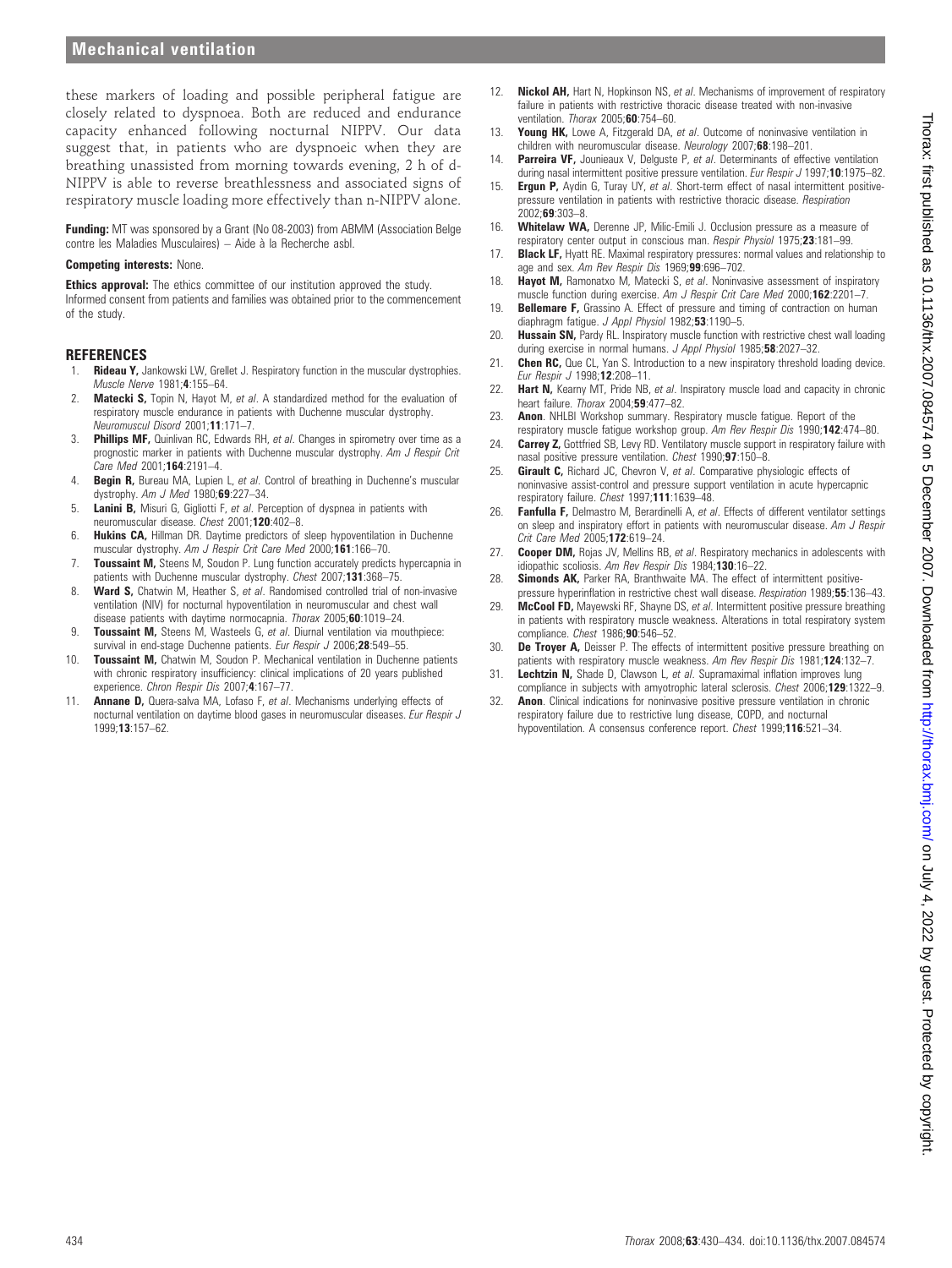these markers of loading and possible peripheral fatigue are closely related to dyspnoea. Both are reduced and endurance capacity enhanced following nocturnal NIPPV. Our data suggest that, in patients who are dyspnoeic when they are breathing unassisted from morning towards evening, 2 h of d-NIPPV is able to reverse breathlessness and associated signs of respiratory muscle loading more effectively than n-NIPPV alone.

**Funding:** MT was sponsored by a Grant (No 08-2003) from ABMM (Association Belge contre les Maladies Musculaires) – Aide à la Recherche asbl.

**Competing interests:** None.

**Ethics approval:** The ethics committee of our institution approved the study. Informed consent from patients and families was obtained prior to the commencement of the study.

## REFERENCES

1. **Rideau Y,** Jankowski LW, Grellet J. Respiratory function in the muscular dystrophies. *Muscle Nerve* 1981;**4**:155–64.
2. **Matecki S,** Topin N, Hayot M, *et al*. A standardized method for the evaluation of respiratory muscle endurance in patients with Duchenne muscular dystrophy. *Neuromuscul Disord* 2001;**11**:171–7.
3. **Phillips MF,** Quinlivan RC, Edwards RH, *et al*. Changes in spirometry over time as a prognostic marker in patients with Duchenne muscular dystrophy. *Am J Respir Crit Care Med* 2001;**164**:2191–4.
4. **Begin R,** Bureau MA, Lupien L, *et al*. Control of breathing in Duchenne's muscular dystrophy. *Am J Med* 1980;**69**:227–34.
5. **Lanini B,** Misuri G, Gigliotti F, *et al*. Perception of dyspnea in patients with neuromuscular disease. *Chest* 2001;**120**:402–8.
6. **Hukins CA,** Hillman DR. Daytime predictors of sleep hypoventilation in Duchenne muscular dystrophy. *Am J Respir Crit Care Med* 2000;**161**:166–70.
7. **Toussaint M,** Steens M, Soudon P. Lung function accurately predicts hypercapnia in patients with Duchenne muscular dystrophy. *Chest* 2007;**131**:368–75.
8. **Ward S,** Chatwin M, Heather S, *et al*. Randomised controlled trial of non-invasive ventilation (NIV) for nocturnal hypoventilation in neuromuscular and chest wall disease patients with daytime normocapnia. *Thorax* 2005;**60**:1019–24.
9. **Toussaint M,** Steens M, Wasteels G, *et al*. Diurnal ventilation via mouthpiece: survival in end-stage Duchenne patients. *Eur Respir J* 2006;**28**:549–55.
10. **Toussaint M,** Chatwin M, Soudon P. Mechanical ventilation in Duchenne patients with chronic respiratory insufficiency: clinical implications of 20 years published experience. *Chron Respir Dis* 2007;**4**:167–77.
11. **Annane D,** Quera-salva MA, Lofaso F, *et al*. Mechanisms underlying effects of nocturnal ventilation on daytime blood gases in neuromuscular diseases. *Eur Respir J* 1999;**13**:157–62.
12. **Nickol AH,** Hart N, Hopkinson NS, *et al*. Mechanisms of improvement of respiratory failure in patients with restrictive thoracic disease treated with non-invasive ventilation. *Thorax* 2005;**60**:754–60.
13. **Young HK,** Lowe A, Fitzgerald DA, *et al*. Outcome of noninvasive ventilation in children with neuromuscular disease. *Neurology* 2007;**68**:198–201.
14. **Parreira VF,** Jounieaux V, Delguste P, *et al*. Determinants of effective ventilation during nasal intermittent positive pressure ventilation. *Eur Respir J* 1997;**10**:1975–82.
15. **Ergun P,** Aydin G, Turay UY, *et al*. Short-term effect of nasal intermittent positive-pressure ventilation in patients with restrictive thoracic disease. *Respiration* 2002;**69**:303–8.
16. **Whitelaw WA,** Derenne JP, Milic-Emili J. Occlusion pressure as a measure of respiratory center output in conscious man. *Respir Physiol* 1975;**23**:181–99.
17. **Black LF,** Hyatt RE. Maximal respiratory pressures: normal values and relationship to age and sex. *Am Rev Respir Dis* 1969;**99**:696–702.
18. **Hayot M,** Ramonatxo M, Matecki S, *et al*. Noninvasive assessment of inspiratory muscle function during exercise. *Am J Respir Crit Care Med* 2000;**162**:2201–7.
19. **Bellemare F,** Grassino A. Effect of pressure and timing of contraction on human diaphragm fatigue. *J Appl Physiol* 1982;**53**:1190–5.
20. **Hussain SN,** Pardy RL. Inspiratory muscle function with restrictive chest wall loading during exercise in normal humans. *J Appl Physiol* 1985;**58**:2027–32.
21. **Chen RC,** Que CL, Yan S. Introduction to a new inspiratory threshold loading device. *Eur Respir J* 1998;**12**:208–11.
22. **Hart N,** Kearny MT, Pride NB, *et al*. Inspiratory muscle load and capacity in chronic heart failure. *Thorax* 2004;**59**:477–82.
23. **Anon**. NHLBI Workshop summary. Respiratory muscle fatigue. Report of the respiratory muscle fatigue workshop group. *Am Rev Respir Dis* 1990;**142**:474–80.
24. **Carrey Z,** Gottfried SB, Levy RD. Ventilatory muscle support in respiratory failure with nasal positive pressure ventilation. *Chest* 1990;**97**:150–8.
25. **Girault C,** Richard JC, Chevron V, *et al*. Comparative physiologic effects of noninvasive assist-control and pressure support ventilation in acute hypercapnic respiratory failure. *Chest* 1997;**111**:1639–48.
26. **Fanfulla F,** Delmastro M, Berardinelli A, *et al*. Effects of different ventilator settings on sleep and inspiratory effort in patients with neuromuscular disease. *Am J Respir Crit Care Med* 2005;**172**:619–24.
27. **Cooper DM,** Rojas JV, Mellins RB, *et al*. Respiratory mechanics in adolescents with idiopathic scoliosis. *Am Rev Respir Dis* 1984;**130**:16–22.
28. **Simonds AK,** Parker RA, Branthwaite MA. The effect of intermittent positive-pressure hyperinflation in restrictive chest wall disease. *Respiration* 1989;**55**:136–43.
29. **McCool FD,** Mayewski RF, Shayne DS, *et al*. Intermittent positive pressure breathing in patients with respiratory muscle weakness. Alterations in total respiratory system compliance. *Chest* 1986;**90**:546–52.
30. **De Troyer A,** Deisser P. The effects of intermittent positive pressure breathing on patients with respiratory muscle weakness. *Am Rev Respir Dis* 1981;**124**:132–7.
31. **Lechtzin N,** Shade D, Clawson L, *et al*. Supramaximal inflation improves lung compliance in subjects with amyotrophic lateral sclerosis. *Chest* 2006;**129**:1322–9.
32. **Anon**. Clinical indications for noninvasive positive pressure ventilation in chronic respiratory failure due to restrictive lung disease, COPD, and nocturnal hypoventilation. A consensus conference report. *Chest* 1999;**116**:521–34.